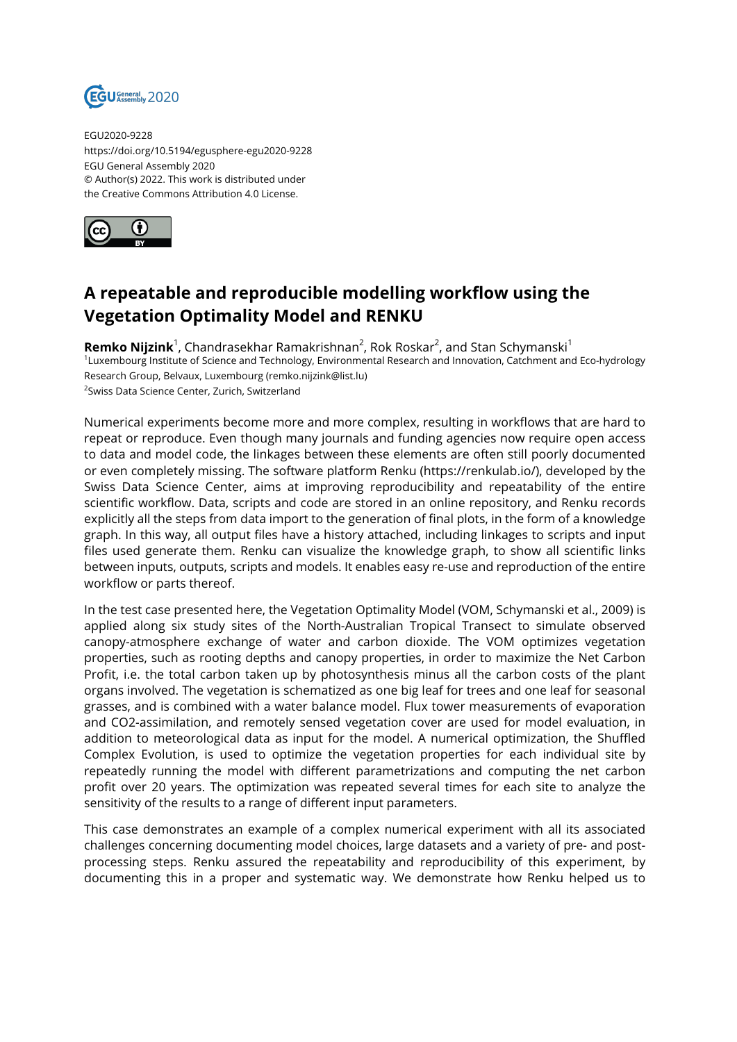EGU2020-9228
https://doi.org/10.5194/egusphere-egu2020-9228
EGU General Assembly 2020
© Author(s) 2022. This work is distributed under
the Creative Commons Attribution 4.0 License.

# A repeatable and reproducible modelling workflow using the Vegetation Optimality Model and RENKU

**Remko Nijzink**[1], Chandrasekhar Ramakrishnan[2], Rok Roskar[2], and Stan Schymanski[1]

[1]Luxembourg Institute of Science and Technology, Environmental Research and Innovation, Catchment and Eco-hydrology Research Group, Belvaux, Luxembourg (remko.nijzink@list.lu)

[2]Swiss Data Science Center, Zurich, Switzerland

Numerical experiments become more and more complex, resulting in workflows that are hard to repeat or reproduce. Even though many journals and funding agencies now require open access to data and model code, the linkages between these elements are often still poorly documented or even completely missing. The software platform Renku (https://renkulab.io/), developed by the Swiss Data Science Center, aims at improving reproducibility and repeatability of the entire scientific workflow. Data, scripts and code are stored in an online repository, and Renku records explicitly all the steps from data import to the generation of final plots, in the form of a knowledge graph. In this way, all output files have a history attached, including linkages to scripts and input files used generate them. Renku can visualize the knowledge graph, to show all scientific links between inputs, outputs, scripts and models. It enables easy re-use and reproduction of the entire workflow or parts thereof.

In the test case presented here, the Vegetation Optimality Model (VOM, Schymanski et al., 2009) is applied along six study sites of the North-Australian Tropical Transect to simulate observed canopy-atmosphere exchange of water and carbon dioxide. The VOM optimizes vegetation properties, such as rooting depths and canopy properties, in order to maximize the Net Carbon Profit, i.e. the total carbon taken up by photosynthesis minus all the carbon costs of the plant organs involved. The vegetation is schematized as one big leaf for trees and one leaf for seasonal grasses, and is combined with a water balance model. Flux tower measurements of evaporation and CO2-assimilation, and remotely sensed vegetation cover are used for model evaluation, in addition to meteorological data as input for the model. A numerical optimization, the Shuffled Complex Evolution, is used to optimize the vegetation properties for each individual site by repeatedly running the model with different parametrizations and computing the net carbon profit over 20 years. The optimization was repeated several times for each site to analyze the sensitivity of the results to a range of different input parameters.

This case demonstrates an example of a complex numerical experiment with all its associated challenges concerning documenting model choices, large datasets and a variety of pre- and post-processing steps. Renku assured the repeatability and reproducibility of this experiment, by documenting this in a proper and systematic way. We demonstrate how Renku helped us to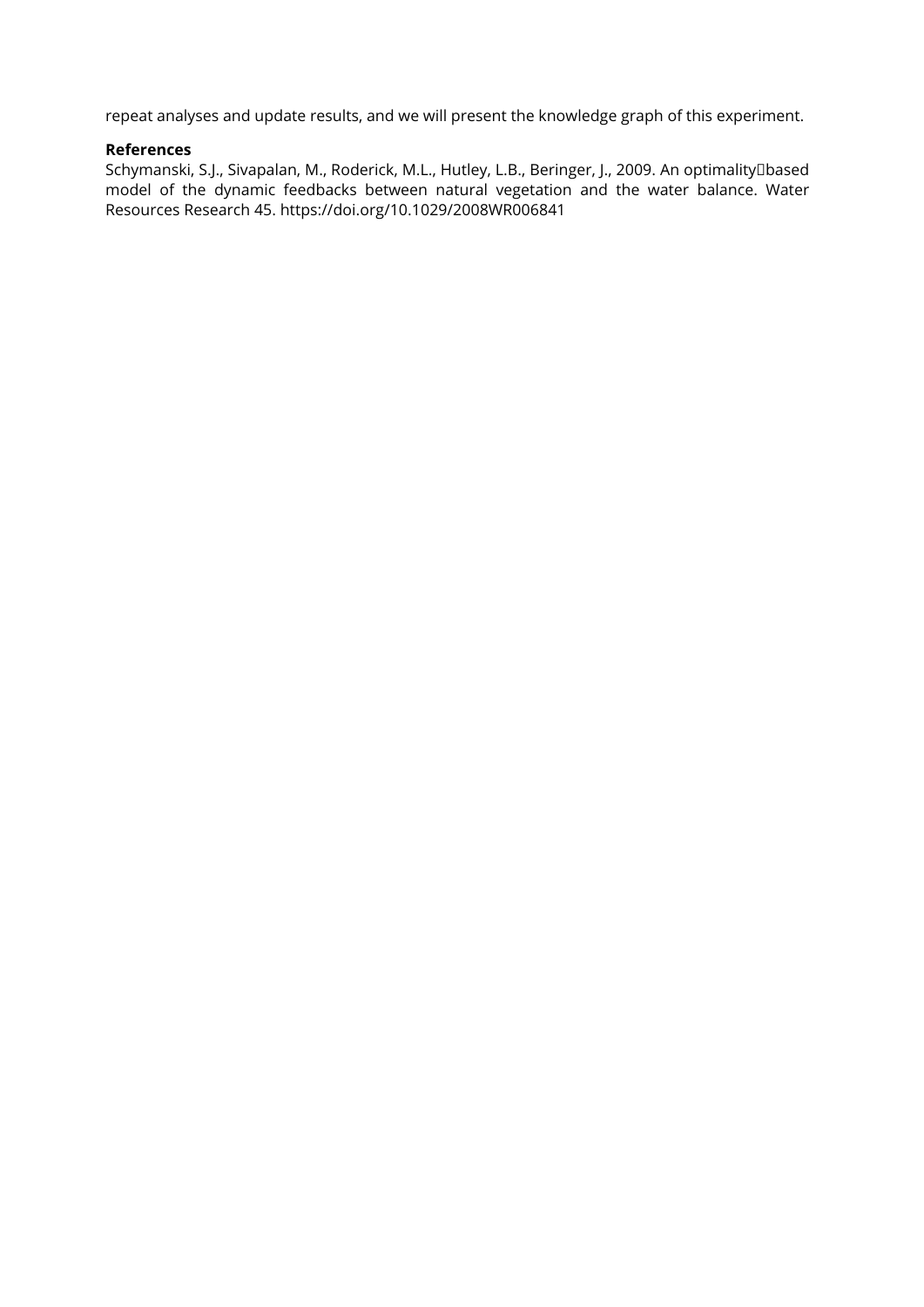repeat analyses and update results, and we will present the knowledge graph of this experiment.

**References**

Schymanski, S.J., Sivapalan, M., Roderick, M.L., Hutley, L.B., Beringer, J., 2009. An optimality‐based model of the dynamic feedbacks between natural vegetation and the water balance. Water Resources Research 45. https://doi.org/10.1029/2008WR006841